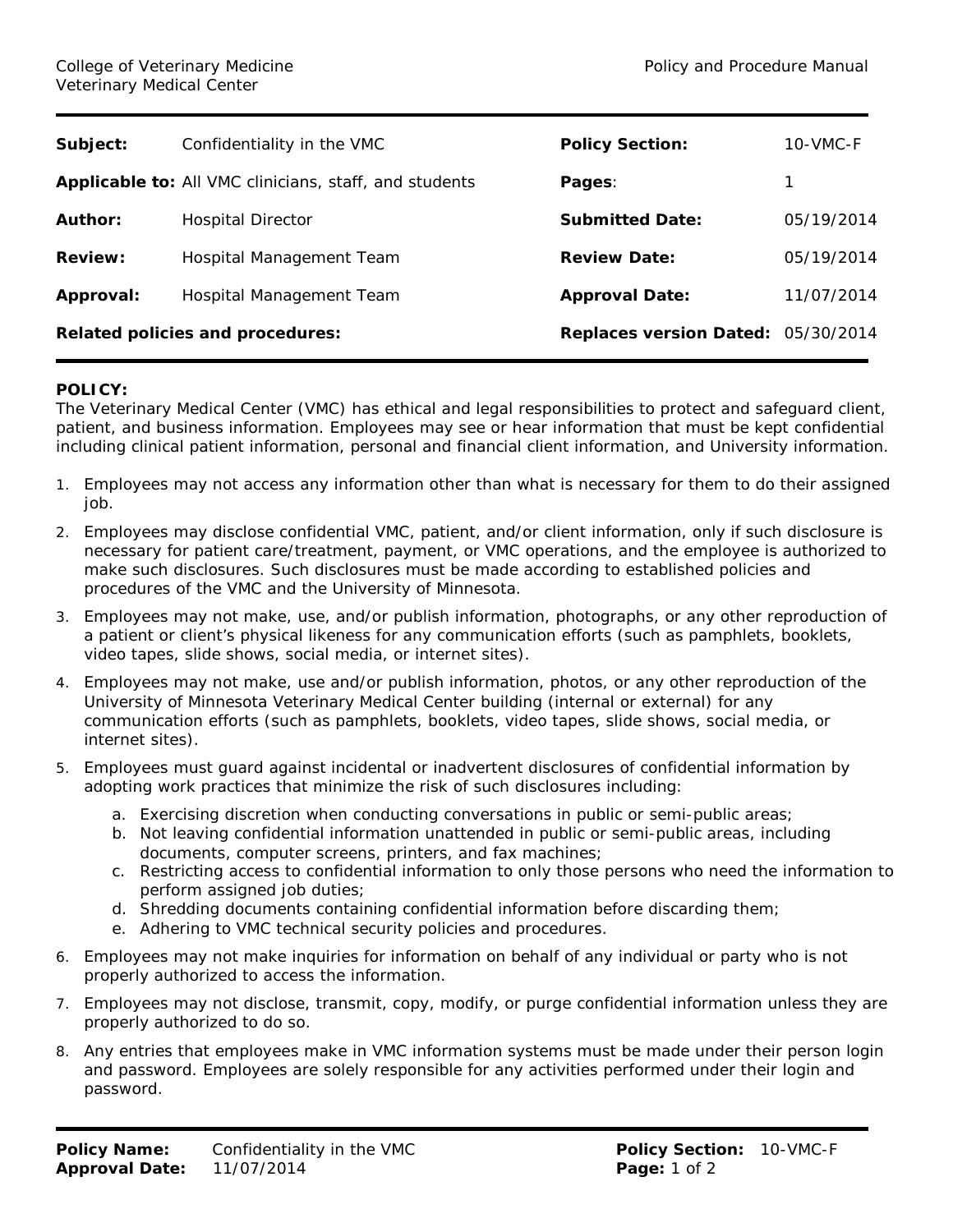College of Veterinary Medicine
Veterinary Medical Center

Policy and Procedure Manual

| | | | |
|---|---|---|---|
| **Subject:** | Confidentiality in the VMC | **Policy Section:** | 10-VMC-F |
| **Applicable to:** | All VMC clinicians, staff, and students | **Pages**: | 1 |
| **Author:** | Hospital Director | **Submitted Date:** | 05/19/2014 |
| **Review:** | Hospital Management Team | **Review Date:** | 05/19/2014 |
| **Approval:** | Hospital Management Team | **Approval Date:** | 11/07/2014 |
| **Related policies and procedures:** | | **Replaces version Dated:** | 05/30/2014 |

**POLICY:**

The Veterinary Medical Center (VMC) has ethical and legal responsibilities to protect and safeguard client, patient, and business information. Employees may see or hear information that must be kept confidential including clinical patient information, personal and financial client information, and University information.

1. Employees may not access any information other than what is necessary for them to do their assigned job.
2. Employees may disclose confidential VMC, patient, and/or client information, only if such disclosure is necessary for patient care/treatment, payment, or VMC operations, and the employee is authorized to make such disclosures. Such disclosures must be made according to established policies and procedures of the VMC and the University of Minnesota.
3. Employees may not make, use, and/or publish information, photographs, or any other reproduction of a patient or client's physical likeness for any communication efforts (such as pamphlets, booklets, video tapes, slide shows, social media, or internet sites).
4. Employees may not make, use and/or publish information, photos, or any other reproduction of the University of Minnesota Veterinary Medical Center building (internal or external) for any communication efforts (such as pamphlets, booklets, video tapes, slide shows, social media, or internet sites).
5. Employees must guard against incidental or inadvertent disclosures of confidential information by adopting work practices that minimize the risk of such disclosures including:
    a. Exercising discretion when conducting conversations in public or semi-public areas;
    b. Not leaving confidential information unattended in public or semi-public areas, including documents, computer screens, printers, and fax machines;
    c. Restricting access to confidential information to only those persons who need the information to perform assigned job duties;
    d. Shredding documents containing confidential information before discarding them;
    e. Adhering to VMC technical security policies and procedures.
6. Employees may not make inquiries for information on behalf of any individual or party who is not properly authorized to access the information.
7. Employees may not disclose, transmit, copy, modify, or purge confidential information unless they are properly authorized to do so.
8. Any entries that employees make in VMC information systems must be made under their person login and password. Employees are solely responsible for any activities performed under their login and password.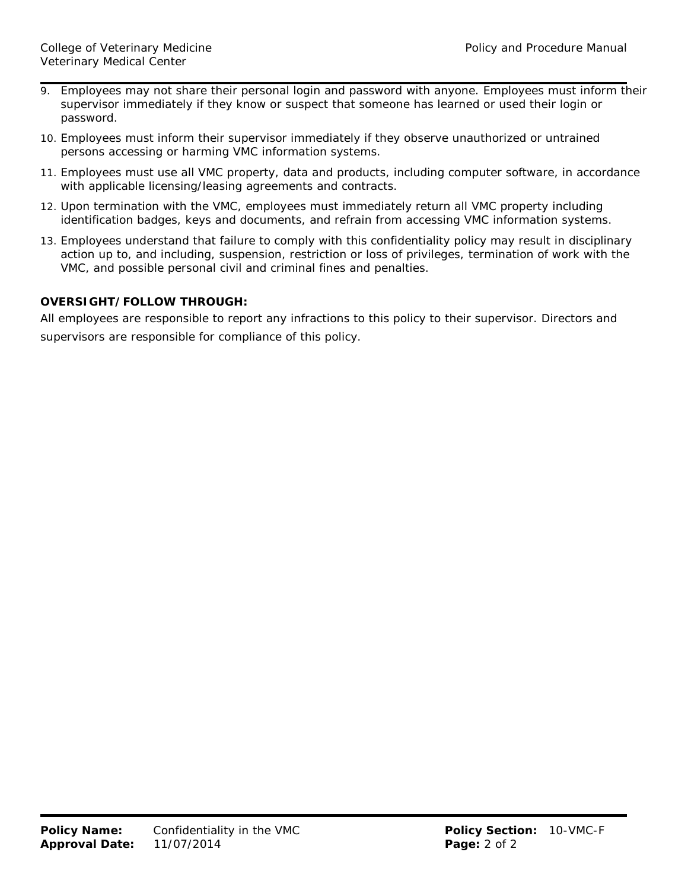9. Employees may not share their personal login and password with anyone. Employees must inform their supervisor immediately if they know or suspect that someone has learned or used their login or password.
10. Employees must inform their supervisor immediately if they observe unauthorized or untrained persons accessing or harming VMC information systems.
11. Employees must use all VMC property, data and products, including computer software, in accordance with applicable licensing/leasing agreements and contracts.
12. Upon termination with the VMC, employees must immediately return all VMC property including identification badges, keys and documents, and refrain from accessing VMC information systems.
13. Employees understand that failure to comply with this confidentiality policy may result in disciplinary action up to, and including, suspension, restriction or loss of privileges, termination of work with the VMC, and possible personal civil and criminal fines and penalties.

**OVERSIGHT/FOLLOW THROUGH:**

All employees are responsible to report any infractions to this policy to their supervisor. Directors and supervisors are responsible for compliance of this policy.